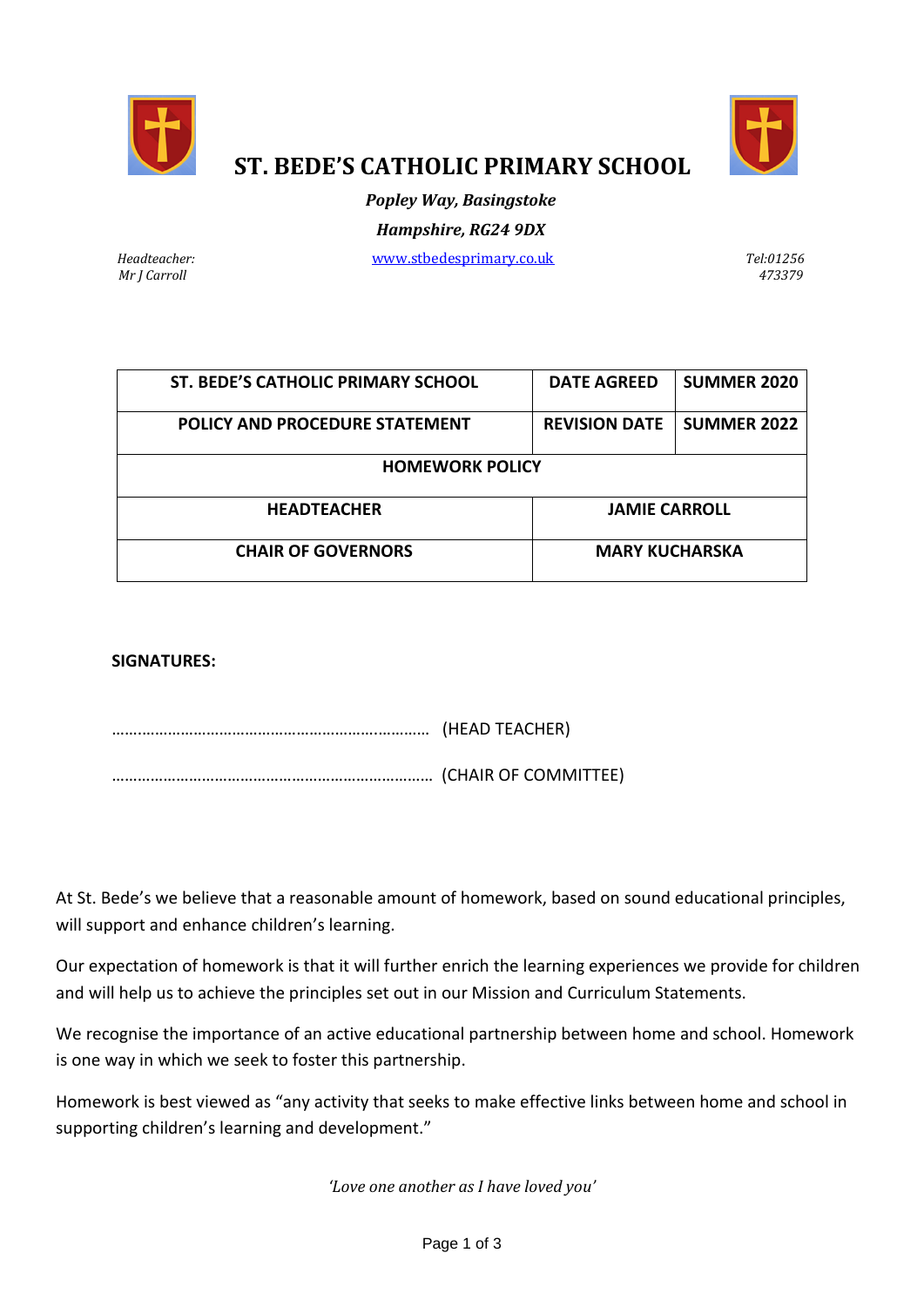# ST. BEDE'S CATHOLIC PRIMARY SCHOOL

***Popley Way, Basingstoke***

***Hampshire, RG24 9DX***

*Headteacher:*
*Mr J Carroll*

www.stbedesprimary.co.uk

*Tel:01256 473379*

| ST. BEDE'S CATHOLIC PRIMARY SCHOOL | DATE AGREED | SUMMER 2020 |
|---|---|---|
| POLICY AND PROCEDURE STATEMENT | REVISION DATE | SUMMER 2022 |
| HOMEWORK POLICY | | |
| HEADTEACHER | JAMIE CARROLL | |
| CHAIR OF GOVERNORS | MARY KUCHARSKA | |

**SIGNATURES:**

……………………………………………………………… (HEAD TEACHER)

……………………………………………………………… (CHAIR OF COMMITTEE)

At St. Bede's we believe that a reasonable amount of homework, based on sound educational principles, will support and enhance children's learning.

Our expectation of homework is that it will further enrich the learning experiences we provide for children and will help us to achieve the principles set out in our Mission and Curriculum Statements.

We recognise the importance of an active educational partnership between home and school. Homework is one way in which we seek to foster this partnership.

Homework is best viewed as "any activity that seeks to make effective links between home and school in supporting children's learning and development."

*'Love one another as I have loved you'*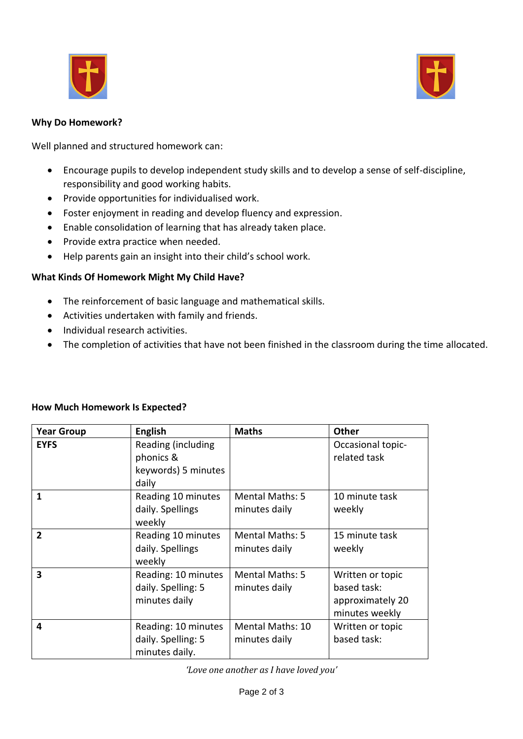**Why Do Homework?**

Well planned and structured homework can:

- Encourage pupils to develop independent study skills and to develop a sense of self-discipline, responsibility and good working habits.
- Provide opportunities for individualised work.
- Foster enjoyment in reading and develop fluency and expression.
- Enable consolidation of learning that has already taken place.
- Provide extra practice when needed.
- Help parents gain an insight into their child's school work.

**What Kinds Of Homework Might My Child Have?**

- The reinforcement of basic language and mathematical skills.
- Activities undertaken with family and friends.
- Individual research activities.
- The completion of activities that have not been finished in the classroom during the time allocated.

**How Much Homework Is Expected?**

| Year Group | English | Maths | Other |
|---|---|---|---|
| **EYFS** | Reading (including phonics & keywords) 5 minutes daily | | Occasional topic-related task |
| **1** | Reading 10 minutes daily. Spellings weekly | Mental Maths: 5 minutes daily | 10 minute task weekly |
| **2** | Reading 10 minutes daily. Spellings weekly | Mental Maths: 5 minutes daily | 15 minute task weekly |
| **3** | Reading: 10 minutes daily. Spelling: 5 minutes daily | Mental Maths: 5 minutes daily | Written or topic based task: approximately 20 minutes weekly |
| **4** | Reading: 10 minutes daily. Spelling: 5 minutes daily. | Mental Maths: 10 minutes daily | Written or topic based task: |

*'Love one another as I have loved you'*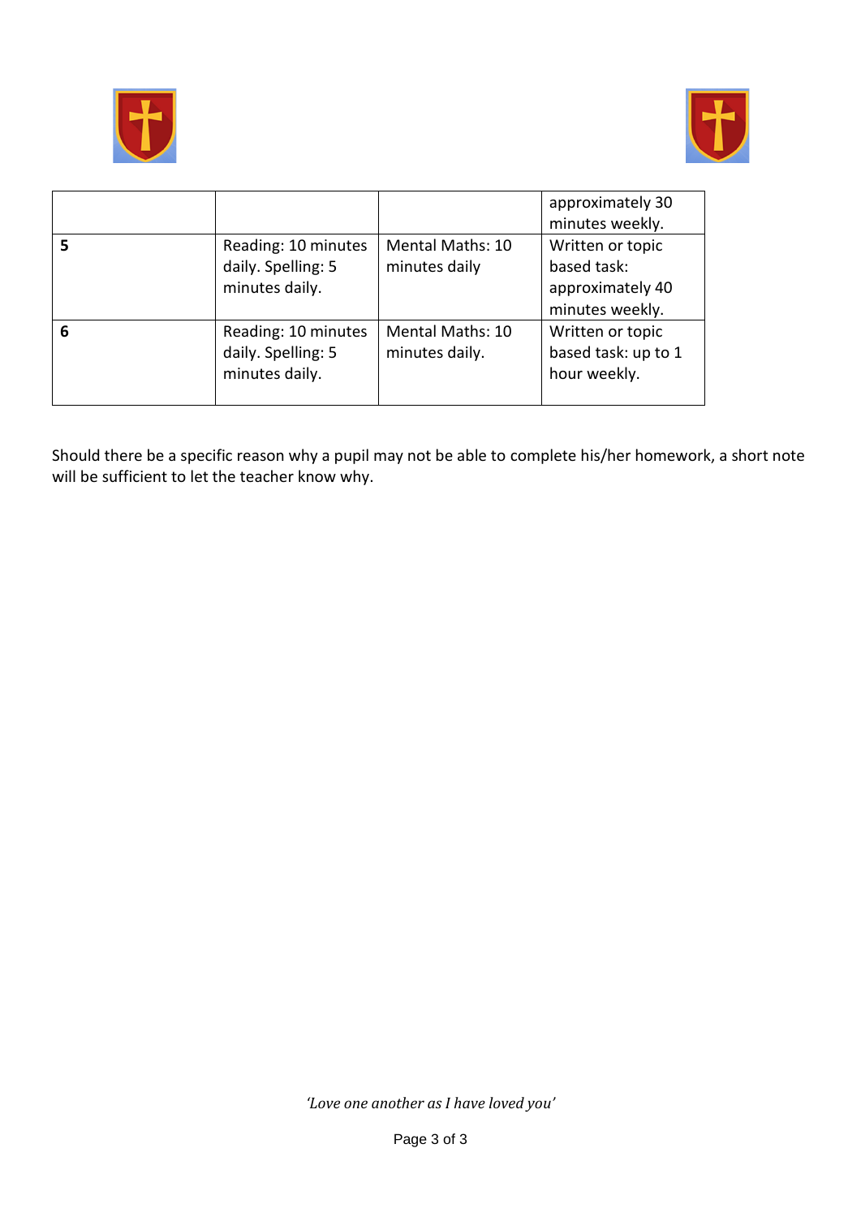| | | | |
|---|---|---|---|
| | | | approximately 30 minutes weekly. |
| **5** | Reading: 10 minutes daily. Spelling: 5 minutes daily. | Mental Maths: 10 minutes daily | Written or topic based task: approximately 40 minutes weekly. |
| **6** | Reading: 10 minutes daily. Spelling: 5 minutes daily. | Mental Maths: 10 minutes daily. | Written or topic based task: up to 1 hour weekly. |

Should there be a specific reason why a pupil may not be able to complete his/her homework, a short note will be sufficient to let the teacher know why.